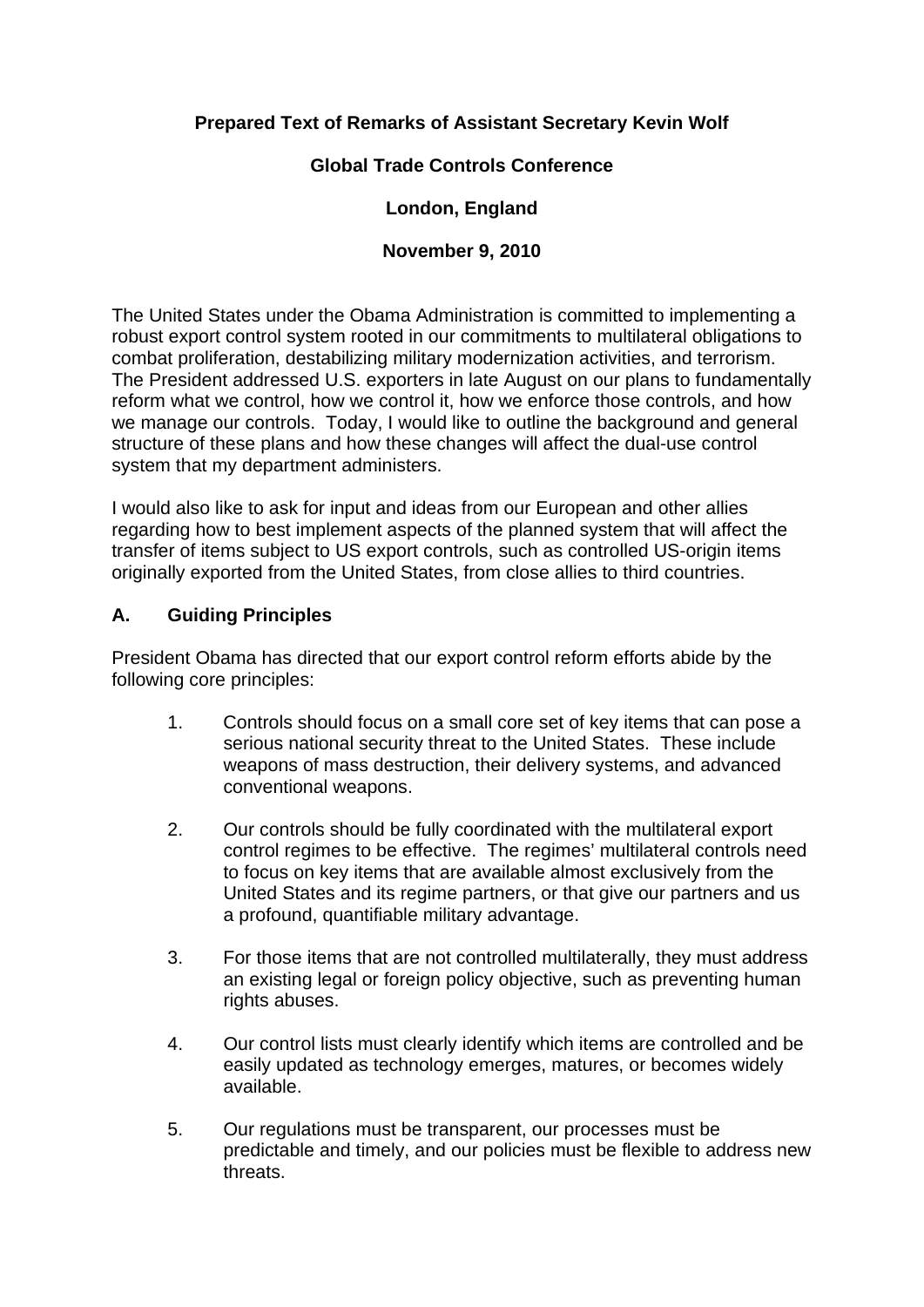**Prepared Text of Remarks of Assistant Secretary Kevin Wolf**

**Global Trade Controls Conference**

**London, England**

**November 9, 2010**

The United States under the Obama Administration is committed to implementing a robust export control system rooted in our commitments to multilateral obligations to combat proliferation, destabilizing military modernization activities, and terrorism. The President addressed U.S. exporters in late August on our plans to fundamentally reform what we control, how we control it, how we enforce those controls, and how we manage our controls. Today, I would like to outline the background and general structure of these plans and how these changes will affect the dual-use control system that my department administers.

I would also like to ask for input and ideas from our European and other allies regarding how to best implement aspects of the planned system that will affect the transfer of items subject to US export controls, such as controlled US-origin items originally exported from the United States, from close allies to third countries.

## A. Guiding Principles

President Obama has directed that our export control reform efforts abide by the following core principles:

1. Controls should focus on a small core set of key items that can pose a serious national security threat to the United States. These include weapons of mass destruction, their delivery systems, and advanced conventional weapons.

2. Our controls should be fully coordinated with the multilateral export control regimes to be effective. The regimes' multilateral controls need to focus on key items that are available almost exclusively from the United States and its regime partners, or that give our partners and us a profound, quantifiable military advantage.

3. For those items that are not controlled multilaterally, they must address an existing legal or foreign policy objective, such as preventing human rights abuses.

4. Our control lists must clearly identify which items are controlled and be easily updated as technology emerges, matures, or becomes widely available.

5. Our regulations must be transparent, our processes must be predictable and timely, and our policies must be flexible to address new threats.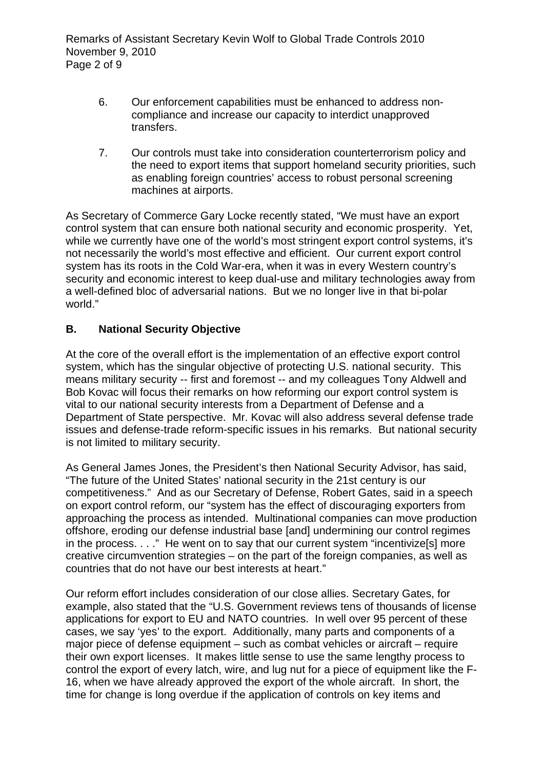6. Our enforcement capabilities must be enhanced to address non-compliance and increase our capacity to interdict unapproved transfers.

7. Our controls must take into consideration counterterrorism policy and the need to export items that support homeland security priorities, such as enabling foreign countries' access to robust personal screening machines at airports.

As Secretary of Commerce Gary Locke recently stated, "We must have an export control system that can ensure both national security and economic prosperity. Yet, while we currently have one of the world's most stringent export control systems, it's not necessarily the world's most effective and efficient. Our current export control system has its roots in the Cold War-era, when it was in every Western country's security and economic interest to keep dual-use and military technologies away from a well-defined bloc of adversarial nations. But we no longer live in that bi-polar world."

## B. National Security Objective

At the core of the overall effort is the implementation of an effective export control system, which has the singular objective of protecting U.S. national security. This means military security -- first and foremost -- and my colleagues Tony Aldwell and Bob Kovac will focus their remarks on how reforming our export control system is vital to our national security interests from a Department of Defense and a Department of State perspective. Mr. Kovac will also address several defense trade issues and defense-trade reform-specific issues in his remarks. But national security is not limited to military security.

As General James Jones, the President's then National Security Advisor, has said, "The future of the United States' national security in the 21st century is our competitiveness." And as our Secretary of Defense, Robert Gates, said in a speech on export control reform, our "system has the effect of discouraging exporters from approaching the process as intended. Multinational companies can move production offshore, eroding our defense industrial base [and] undermining our control regimes in the process. . . ." He went on to say that our current system "incentivize[s] more creative circumvention strategies – on the part of the foreign companies, as well as countries that do not have our best interests at heart."

Our reform effort includes consideration of our close allies. Secretary Gates, for example, also stated that the "U.S. Government reviews tens of thousands of license applications for export to EU and NATO countries. In well over 95 percent of these cases, we say 'yes' to the export. Additionally, many parts and components of a major piece of defense equipment – such as combat vehicles or aircraft – require their own export licenses. It makes little sense to use the same lengthy process to control the export of every latch, wire, and lug nut for a piece of equipment like the F-16, when we have already approved the export of the whole aircraft. In short, the time for change is long overdue if the application of controls on key items and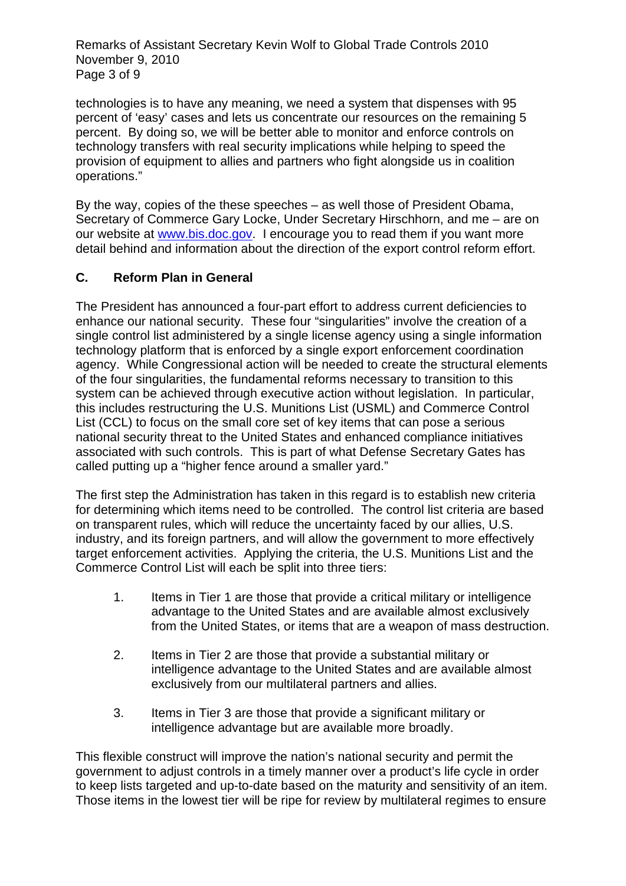technologies is to have any meaning, we need a system that dispenses with 95 percent of 'easy' cases and lets us concentrate our resources on the remaining 5 percent. By doing so, we will be better able to monitor and enforce controls on technology transfers with real security implications while helping to speed the provision of equipment to allies and partners who fight alongside us in coalition operations."

By the way, copies of the these speeches – as well those of President Obama, Secretary of Commerce Gary Locke, Under Secretary Hirschhorn, and me – are on our website at www.bis.doc.gov. I encourage you to read them if you want more detail behind and information about the direction of the export control reform effort.

## C. Reform Plan in General

The President has announced a four-part effort to address current deficiencies to enhance our national security. These four "singularities" involve the creation of a single control list administered by a single license agency using a single information technology platform that is enforced by a single export enforcement coordination agency. While Congressional action will be needed to create the structural elements of the four singularities, the fundamental reforms necessary to transition to this system can be achieved through executive action without legislation. In particular, this includes restructuring the U.S. Munitions List (USML) and Commerce Control List (CCL) to focus on the small core set of key items that can pose a serious national security threat to the United States and enhanced compliance initiatives associated with such controls. This is part of what Defense Secretary Gates has called putting up a "higher fence around a smaller yard."

The first step the Administration has taken in this regard is to establish new criteria for determining which items need to be controlled. The control list criteria are based on transparent rules, which will reduce the uncertainty faced by our allies, U.S. industry, and its foreign partners, and will allow the government to more effectively target enforcement activities. Applying the criteria, the U.S. Munitions List and the Commerce Control List will each be split into three tiers:

1. Items in Tier 1 are those that provide a critical military or intelligence advantage to the United States and are available almost exclusively from the United States, or items that are a weapon of mass destruction.

2. Items in Tier 2 are those that provide a substantial military or intelligence advantage to the United States and are available almost exclusively from our multilateral partners and allies.

3. Items in Tier 3 are those that provide a significant military or intelligence advantage but are available more broadly.

This flexible construct will improve the nation's national security and permit the government to adjust controls in a timely manner over a product's life cycle in order to keep lists targeted and up-to-date based on the maturity and sensitivity of an item. Those items in the lowest tier will be ripe for review by multilateral regimes to ensure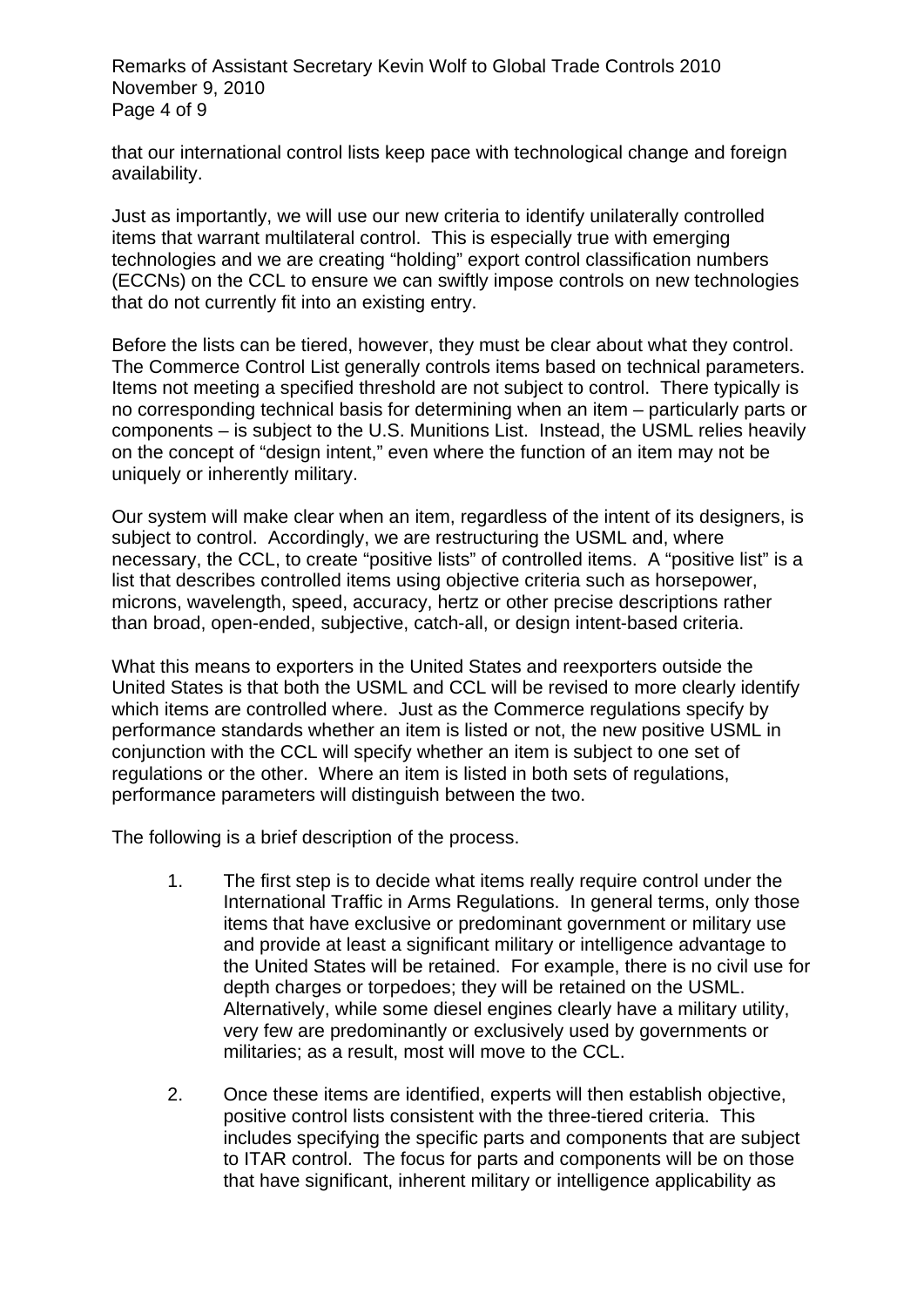that our international control lists keep pace with technological change and foreign availability.

Just as importantly, we will use our new criteria to identify unilaterally controlled items that warrant multilateral control. This is especially true with emerging technologies and we are creating "holding" export control classification numbers (ECCNs) on the CCL to ensure we can swiftly impose controls on new technologies that do not currently fit into an existing entry.

Before the lists can be tiered, however, they must be clear about what they control. The Commerce Control List generally controls items based on technical parameters. Items not meeting a specified threshold are not subject to control. There typically is no corresponding technical basis for determining when an item – particularly parts or components – is subject to the U.S. Munitions List. Instead, the USML relies heavily on the concept of "design intent," even where the function of an item may not be uniquely or inherently military.

Our system will make clear when an item, regardless of the intent of its designers, is subject to control. Accordingly, we are restructuring the USML and, where necessary, the CCL, to create "positive lists" of controlled items. A "positive list" is a list that describes controlled items using objective criteria such as horsepower, microns, wavelength, speed, accuracy, hertz or other precise descriptions rather than broad, open-ended, subjective, catch-all, or design intent-based criteria.

What this means to exporters in the United States and reexporters outside the United States is that both the USML and CCL will be revised to more clearly identify which items are controlled where. Just as the Commerce regulations specify by performance standards whether an item is listed or not, the new positive USML in conjunction with the CCL will specify whether an item is subject to one set of regulations or the other. Where an item is listed in both sets of regulations, performance parameters will distinguish between the two.

The following is a brief description of the process.

1. The first step is to decide what items really require control under the International Traffic in Arms Regulations. In general terms, only those items that have exclusive or predominant government or military use and provide at least a significant military or intelligence advantage to the United States will be retained. For example, there is no civil use for depth charges or torpedoes; they will be retained on the USML. Alternatively, while some diesel engines clearly have a military utility, very few are predominantly or exclusively used by governments or militaries; as a result, most will move to the CCL.

2. Once these items are identified, experts will then establish objective, positive control lists consistent with the three-tiered criteria. This includes specifying the specific parts and components that are subject to ITAR control. The focus for parts and components will be on those that have significant, inherent military or intelligence applicability as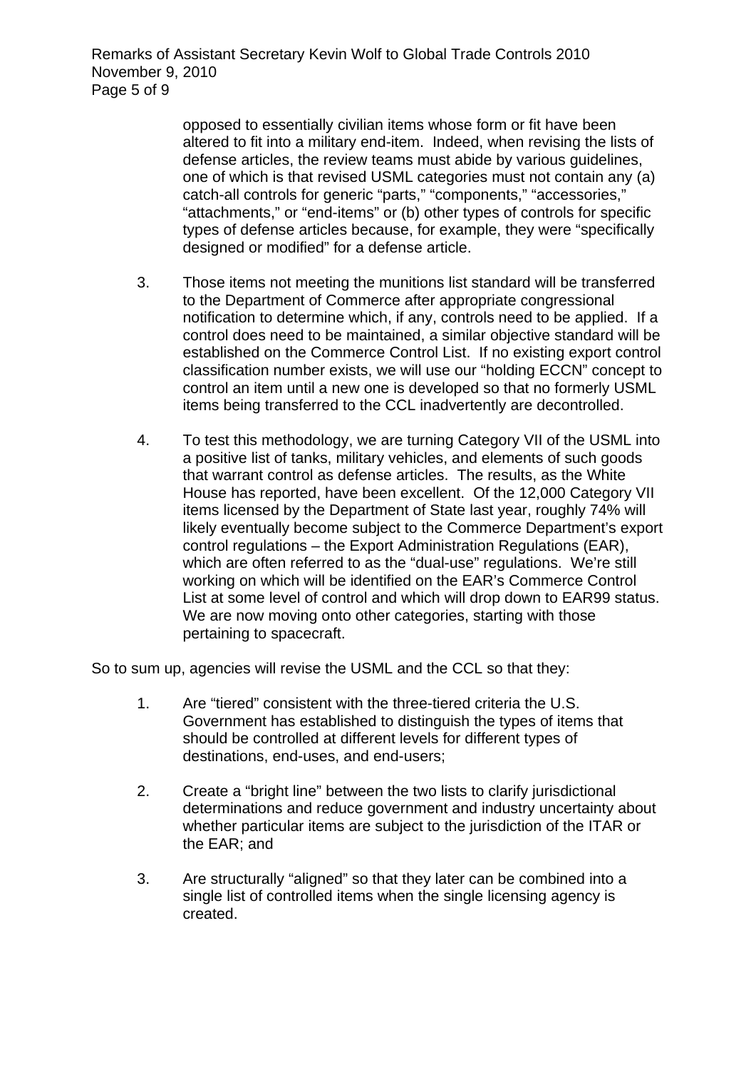opposed to essentially civilian items whose form or fit have been altered to fit into a military end-item. Indeed, when revising the lists of defense articles, the review teams must abide by various guidelines, one of which is that revised USML categories must not contain any (a) catch-all controls for generic "parts," "components," "accessories," "attachments," or "end-items" or (b) other types of controls for specific types of defense articles because, for example, they were "specifically designed or modified" for a defense article.

3. Those items not meeting the munitions list standard will be transferred to the Department of Commerce after appropriate congressional notification to determine which, if any, controls need to be applied. If a control does need to be maintained, a similar objective standard will be established on the Commerce Control List. If no existing export control classification number exists, we will use our "holding ECCN" concept to control an item until a new one is developed so that no formerly USML items being transferred to the CCL inadvertently are decontrolled.

4. To test this methodology, we are turning Category VII of the USML into a positive list of tanks, military vehicles, and elements of such goods that warrant control as defense articles. The results, as the White House has reported, have been excellent. Of the 12,000 Category VII items licensed by the Department of State last year, roughly 74% will likely eventually become subject to the Commerce Department's export control regulations – the Export Administration Regulations (EAR), which are often referred to as the "dual-use" regulations. We're still working on which will be identified on the EAR's Commerce Control List at some level of control and which will drop down to EAR99 status. We are now moving onto other categories, starting with those pertaining to spacecraft.

So to sum up, agencies will revise the USML and the CCL so that they:

1. Are "tiered" consistent with the three-tiered criteria the U.S. Government has established to distinguish the types of items that should be controlled at different levels for different types of destinations, end-uses, and end-users;

2. Create a "bright line" between the two lists to clarify jurisdictional determinations and reduce government and industry uncertainty about whether particular items are subject to the jurisdiction of the ITAR or the EAR; and

3. Are structurally "aligned" so that they later can be combined into a single list of controlled items when the single licensing agency is created.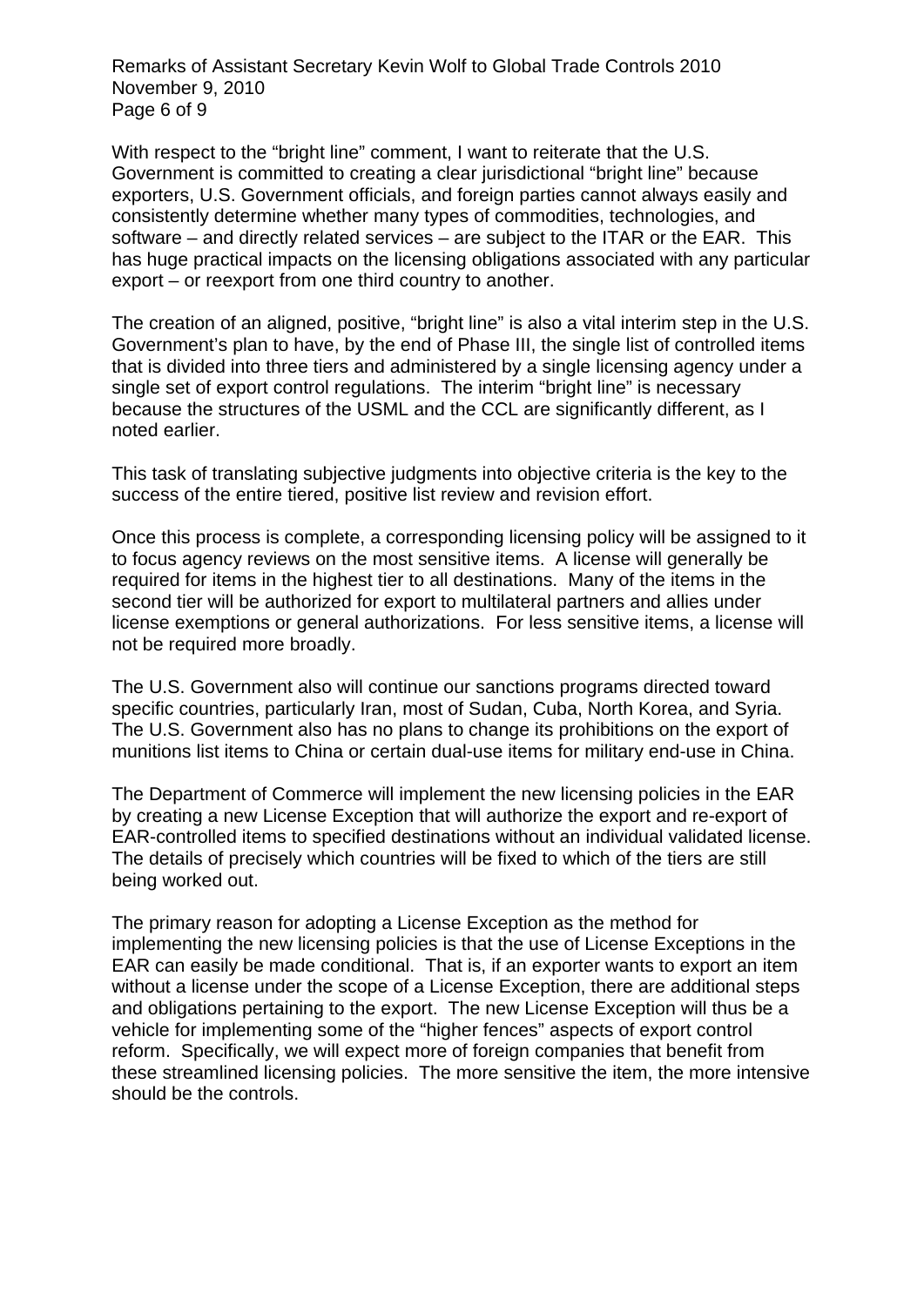With respect to the "bright line" comment, I want to reiterate that the U.S. Government is committed to creating a clear jurisdictional "bright line" because exporters, U.S. Government officials, and foreign parties cannot always easily and consistently determine whether many types of commodities, technologies, and software – and directly related services – are subject to the ITAR or the EAR. This has huge practical impacts on the licensing obligations associated with any particular export – or reexport from one third country to another.

The creation of an aligned, positive, "bright line" is also a vital interim step in the U.S. Government's plan to have, by the end of Phase III, the single list of controlled items that is divided into three tiers and administered by a single licensing agency under a single set of export control regulations. The interim "bright line" is necessary because the structures of the USML and the CCL are significantly different, as I noted earlier.

This task of translating subjective judgments into objective criteria is the key to the success of the entire tiered, positive list review and revision effort.

Once this process is complete, a corresponding licensing policy will be assigned to it to focus agency reviews on the most sensitive items. A license will generally be required for items in the highest tier to all destinations. Many of the items in the second tier will be authorized for export to multilateral partners and allies under license exemptions or general authorizations. For less sensitive items, a license will not be required more broadly.

The U.S. Government also will continue our sanctions programs directed toward specific countries, particularly Iran, most of Sudan, Cuba, North Korea, and Syria. The U.S. Government also has no plans to change its prohibitions on the export of munitions list items to China or certain dual-use items for military end-use in China.

The Department of Commerce will implement the new licensing policies in the EAR by creating a new License Exception that will authorize the export and re-export of EAR-controlled items to specified destinations without an individual validated license. The details of precisely which countries will be fixed to which of the tiers are still being worked out.

The primary reason for adopting a License Exception as the method for implementing the new licensing policies is that the use of License Exceptions in the EAR can easily be made conditional. That is, if an exporter wants to export an item without a license under the scope of a License Exception, there are additional steps and obligations pertaining to the export. The new License Exception will thus be a vehicle for implementing some of the "higher fences" aspects of export control reform. Specifically, we will expect more of foreign companies that benefit from these streamlined licensing policies. The more sensitive the item, the more intensive should be the controls.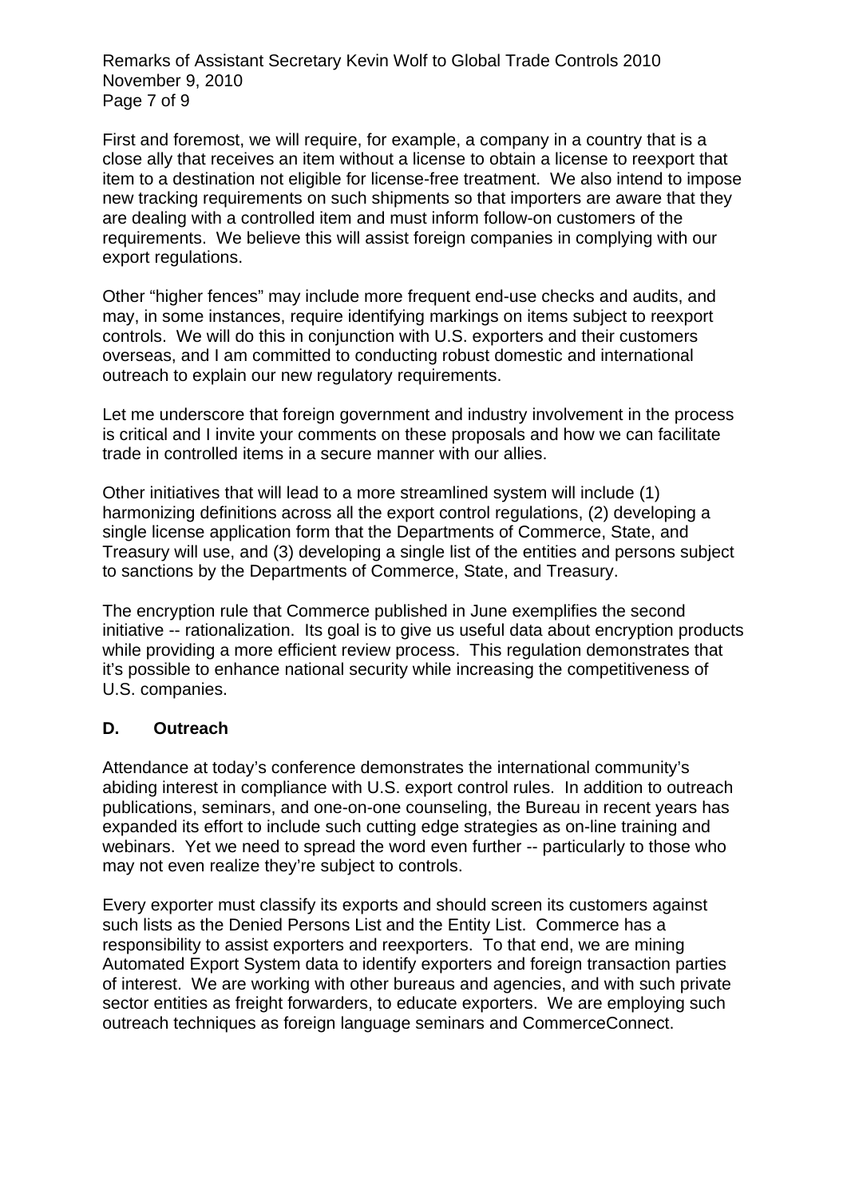First and foremost, we will require, for example, a company in a country that is a close ally that receives an item without a license to obtain a license to reexport that item to a destination not eligible for license-free treatment. We also intend to impose new tracking requirements on such shipments so that importers are aware that they are dealing with a controlled item and must inform follow-on customers of the requirements. We believe this will assist foreign companies in complying with our export regulations.

Other "higher fences" may include more frequent end-use checks and audits, and may, in some instances, require identifying markings on items subject to reexport controls. We will do this in conjunction with U.S. exporters and their customers overseas, and I am committed to conducting robust domestic and international outreach to explain our new regulatory requirements.

Let me underscore that foreign government and industry involvement in the process is critical and I invite your comments on these proposals and how we can facilitate trade in controlled items in a secure manner with our allies.

Other initiatives that will lead to a more streamlined system will include (1) harmonizing definitions across all the export control regulations, (2) developing a single license application form that the Departments of Commerce, State, and Treasury will use, and (3) developing a single list of the entities and persons subject to sanctions by the Departments of Commerce, State, and Treasury.

The encryption rule that Commerce published in June exemplifies the second initiative -- rationalization. Its goal is to give us useful data about encryption products while providing a more efficient review process. This regulation demonstrates that it's possible to enhance national security while increasing the competitiveness of U.S. companies.

**D. Outreach**

Attendance at today's conference demonstrates the international community's abiding interest in compliance with U.S. export control rules. In addition to outreach publications, seminars, and one-on-one counseling, the Bureau in recent years has expanded its effort to include such cutting edge strategies as on-line training and webinars. Yet we need to spread the word even further -- particularly to those who may not even realize they're subject to controls.

Every exporter must classify its exports and should screen its customers against such lists as the Denied Persons List and the Entity List. Commerce has a responsibility to assist exporters and reexporters. To that end, we are mining Automated Export System data to identify exporters and foreign transaction parties of interest. We are working with other bureaus and agencies, and with such private sector entities as freight forwarders, to educate exporters. We are employing such outreach techniques as foreign language seminars and CommerceConnect.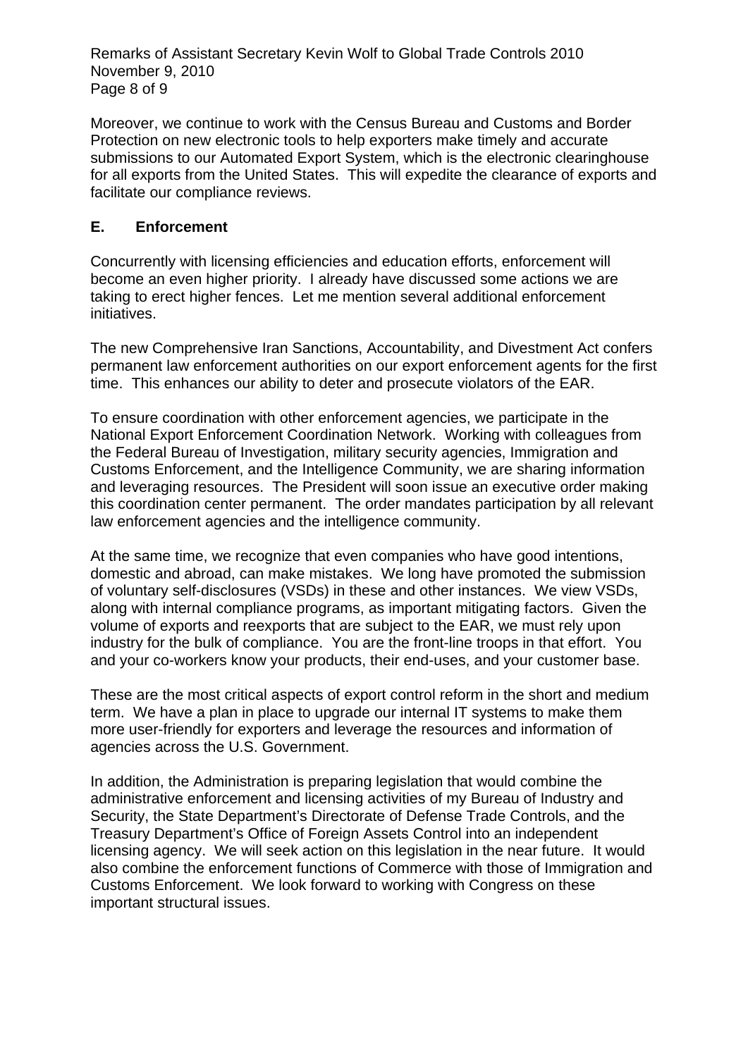Moreover, we continue to work with the Census Bureau and Customs and Border Protection on new electronic tools to help exporters make timely and accurate submissions to our Automated Export System, which is the electronic clearinghouse for all exports from the United States. This will expedite the clearance of exports and facilitate our compliance reviews.

## E. Enforcement

Concurrently with licensing efficiencies and education efforts, enforcement will become an even higher priority. I already have discussed some actions we are taking to erect higher fences. Let me mention several additional enforcement initiatives.

The new Comprehensive Iran Sanctions, Accountability, and Divestment Act confers permanent law enforcement authorities on our export enforcement agents for the first time. This enhances our ability to deter and prosecute violators of the EAR.

To ensure coordination with other enforcement agencies, we participate in the National Export Enforcement Coordination Network. Working with colleagues from the Federal Bureau of Investigation, military security agencies, Immigration and Customs Enforcement, and the Intelligence Community, we are sharing information and leveraging resources. The President will soon issue an executive order making this coordination center permanent. The order mandates participation by all relevant law enforcement agencies and the intelligence community.

At the same time, we recognize that even companies who have good intentions, domestic and abroad, can make mistakes. We long have promoted the submission of voluntary self-disclosures (VSDs) in these and other instances. We view VSDs, along with internal compliance programs, as important mitigating factors. Given the volume of exports and reexports that are subject to the EAR, we must rely upon industry for the bulk of compliance. You are the front-line troops in that effort. You and your co-workers know your products, their end-uses, and your customer base.

These are the most critical aspects of export control reform in the short and medium term. We have a plan in place to upgrade our internal IT systems to make them more user-friendly for exporters and leverage the resources and information of agencies across the U.S. Government.

In addition, the Administration is preparing legislation that would combine the administrative enforcement and licensing activities of my Bureau of Industry and Security, the State Department's Directorate of Defense Trade Controls, and the Treasury Department's Office of Foreign Assets Control into an independent licensing agency. We will seek action on this legislation in the near future. It would also combine the enforcement functions of Commerce with those of Immigration and Customs Enforcement. We look forward to working with Congress on these important structural issues.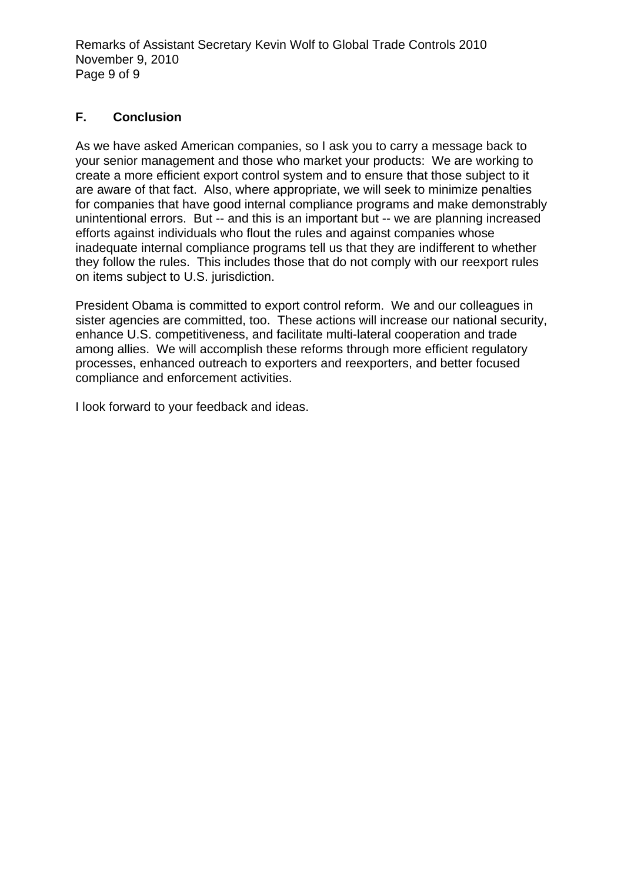## F. Conclusion

As we have asked American companies, so I ask you to carry a message back to your senior management and those who market your products: We are working to create a more efficient export control system and to ensure that those subject to it are aware of that fact. Also, where appropriate, we will seek to minimize penalties for companies that have good internal compliance programs and make demonstrably unintentional errors. But -- and this is an important but -- we are planning increased efforts against individuals who flout the rules and against companies whose inadequate internal compliance programs tell us that they are indifferent to whether they follow the rules. This includes those that do not comply with our reexport rules on items subject to U.S. jurisdiction.

President Obama is committed to export control reform. We and our colleagues in sister agencies are committed, too. These actions will increase our national security, enhance U.S. competitiveness, and facilitate multi-lateral cooperation and trade among allies. We will accomplish these reforms through more efficient regulatory processes, enhanced outreach to exporters and reexporters, and better focused compliance and enforcement activities.

I look forward to your feedback and ideas.